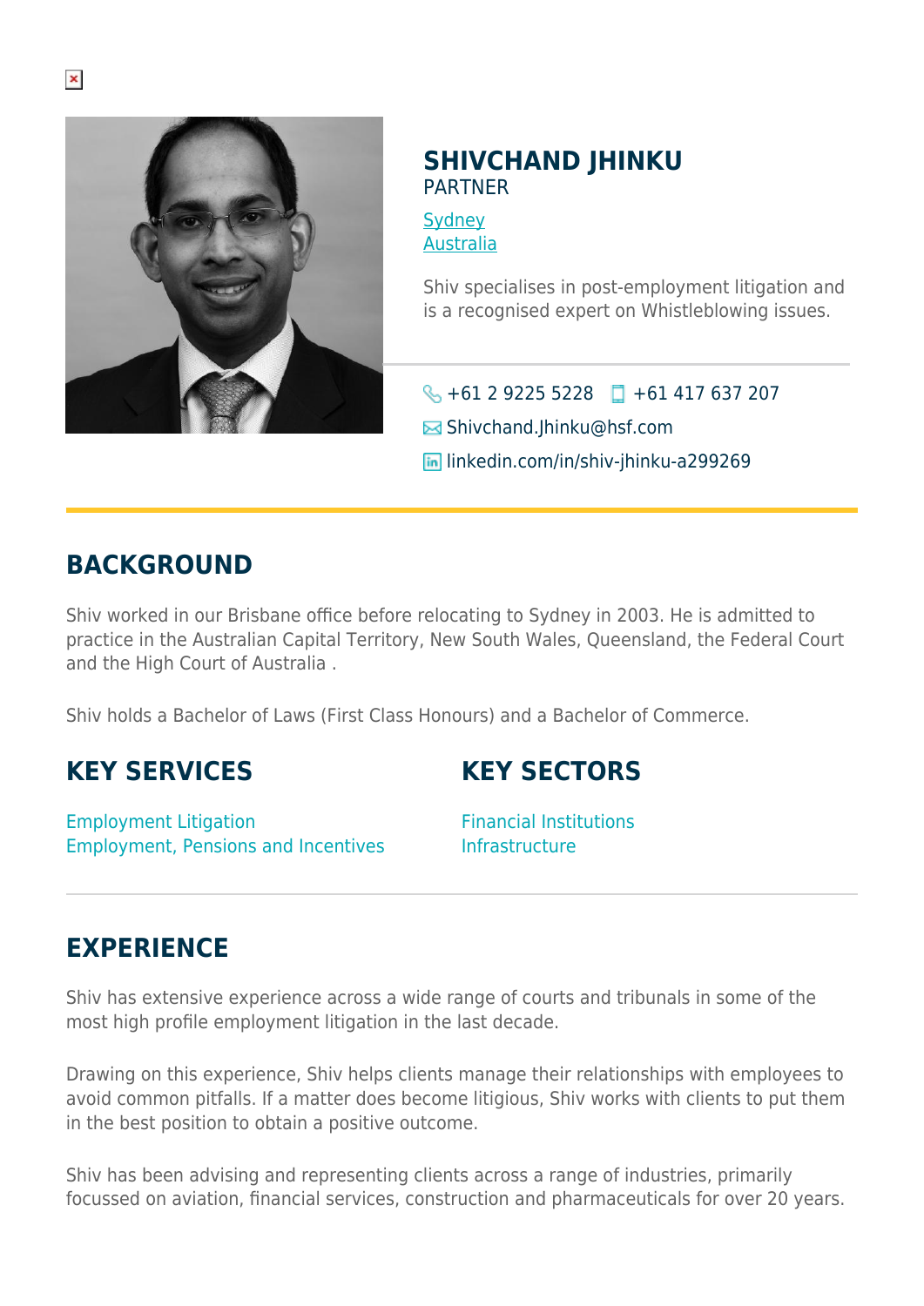# SHIVCHAND JHINKU

PARTNER

[Sydney](#)
[Australia](#)

Shiv specialises in post-employment litigation and is a recognised expert on Whistleblowing issues.

+61 2 9225 5228 +61 417 637 207

Shivchand.Jhinku@hsf.com

linkedin.com/in/shiv-jhinku-a299269

## BACKGROUND

Shiv worked in our Brisbane office before relocating to Sydney in 2003. He is admitted to practice in the Australian Capital Territory, New South Wales, Queensland, the Federal Court and the High Court of Australia .

Shiv holds a Bachelor of Laws (First Class Honours) and a Bachelor of Commerce.

## KEY SERVICES

Employment Litigation
Employment, Pensions and Incentives

## KEY SECTORS

Financial Institutions
Infrastructure

## EXPERIENCE

Shiv has extensive experience across a wide range of courts and tribunals in some of the most high profile employment litigation in the last decade.

Drawing on this experience, Shiv helps clients manage their relationships with employees to avoid common pitfalls. If a matter does become litigious, Shiv works with clients to put them in the best position to obtain a positive outcome.

Shiv has been advising and representing clients across a range of industries, primarily focussed on aviation, financial services, construction and pharmaceuticals for over 20 years.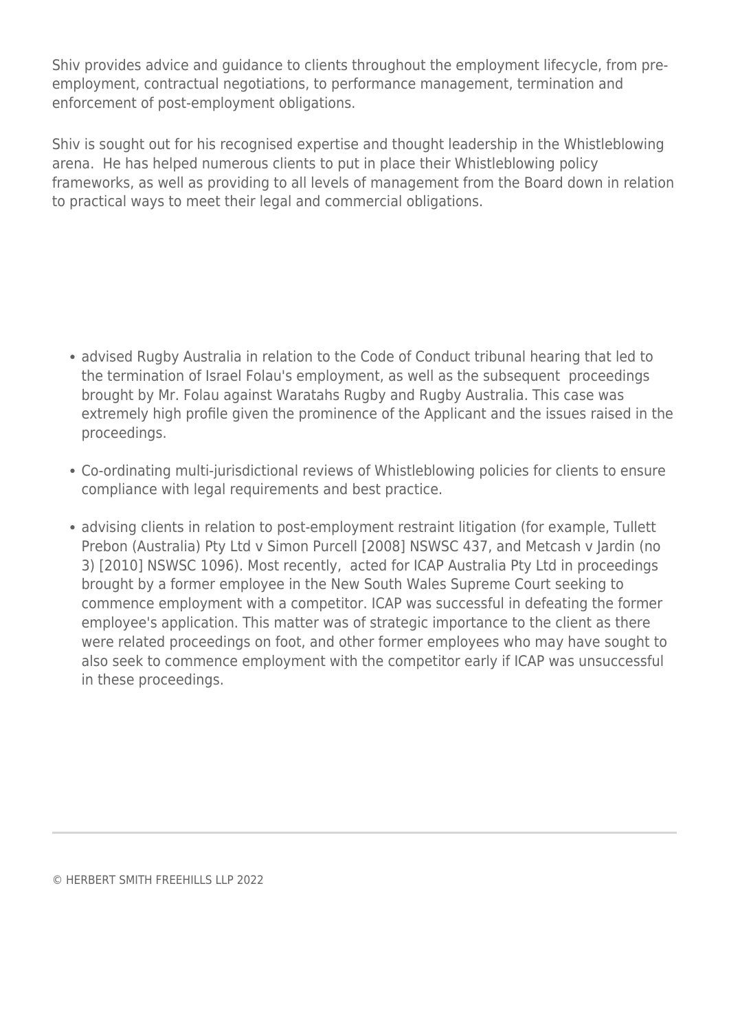Shiv provides advice and guidance to clients throughout the employment lifecycle, from pre-employment, contractual negotiations, to performance management, termination and enforcement of post-employment obligations.

Shiv is sought out for his recognised expertise and thought leadership in the Whistleblowing arena. He has helped numerous clients to put in place their Whistleblowing policy frameworks, as well as providing to all levels of management from the Board down in relation to practical ways to meet their legal and commercial obligations.

- advised Rugby Australia in relation to the Code of Conduct tribunal hearing that led to the termination of Israel Folau's employment, as well as the subsequent proceedings brought by Mr. Folau against Waratahs Rugby and Rugby Australia. This case was extremely high profile given the prominence of the Applicant and the issues raised in the proceedings.
- Co-ordinating multi-jurisdictional reviews of Whistleblowing policies for clients to ensure compliance with legal requirements and best practice.
- advising clients in relation to post-employment restraint litigation (for example, Tullett Prebon (Australia) Pty Ltd v Simon Purcell [2008] NSWSC 437, and Metcash v Jardin (no 3) [2010] NSWSC 1096). Most recently, acted for ICAP Australia Pty Ltd in proceedings brought by a former employee in the New South Wales Supreme Court seeking to commence employment with a competitor. ICAP was successful in defeating the former employee's application. This matter was of strategic importance to the client as there were related proceedings on foot, and other former employees who may have sought to also seek to commence employment with the competitor early if ICAP was unsuccessful in these proceedings.

© HERBERT SMITH FREEHILLS LLP 2022